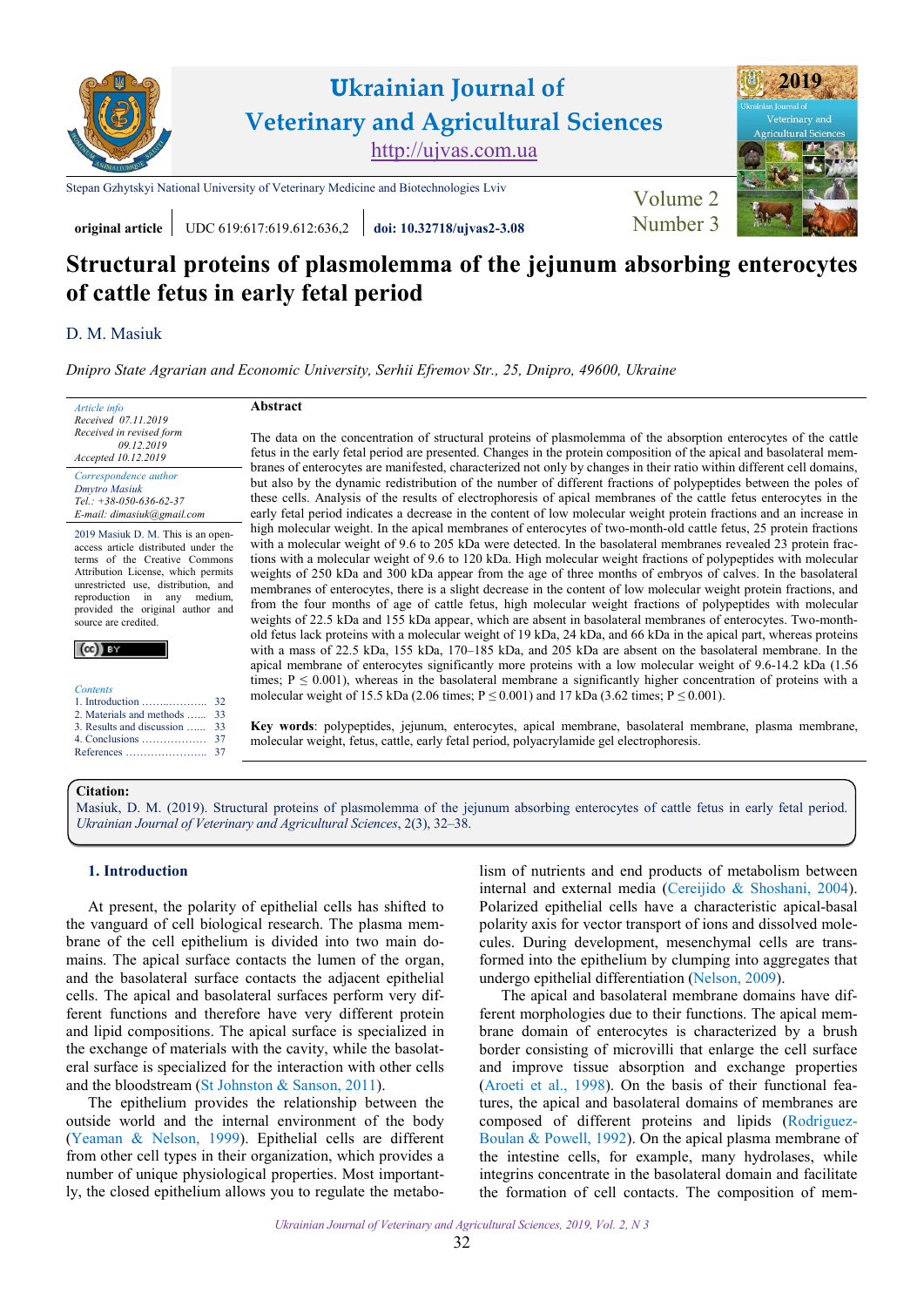Ukrainian Journal of Veterinary and Agricultural Sciences
http://ujvas.com.ua

Stepan Gzhytskyi National University of Veterinary Medicine and Biotechnologies Lviv

**original article** | UDC 619:617:619.612:636,2 | **doi: 10.32718/ujvas2-3.08**

Volume 2 Number 3

# Structural proteins of plasmolemma of the jejunum absorbing enterocytes of cattle fetus in early fetal period

D. M. Masiuk

*Dnipro State Agrarian and Economic University, Serhii Efremov Str., 25, Dnipro, 49600, Ukraine*

*Article info*
*Received 07.11.2019*
*Received in revised form 09.12.2019*
*Accepted 10.12.2019*

*Correspondence author*
*Dmytro Masiuk*
*Tel.: +38-050-636-62-37*
*E-mail: dimasiuk@gmail.com*

2019 Masiuk D. M. This is an open-access article distributed under the terms of the Creative Commons Attribution License, which permits unrestricted use, distribution, and reproduction in any medium, provided the original author and source are credited.

*Contents*
1. Introduction ... 32
2. Materials and methods ... 33
3. Results and discussion ... 33
4. Conclusions ... 37
References ... 37

**Abstract**

The data on the concentration of structural proteins of plasmolemma of the absorption enterocytes of the cattle fetus in the early fetal period are presented. Changes in the protein composition of the apical and basolateral membranes of enterocytes are manifested, characterized not only by changes in their ratio within different cell domains, but also by the dynamic redistribution of the number of different fractions of polypeptides between the poles of these cells. Analysis of the results of electrophoresis of apical membranes of the cattle fetus enterocytes in the early fetal period indicates a decrease in the content of low molecular weight protein fractions and an increase in high molecular weight. In the apical membranes of enterocytes of two-month-old cattle fetus, 25 protein fractions with a molecular weight of 9.6 to 205 kDa were detected. In the basolateral membranes revealed 23 protein fractions with a molecular weight of 9.6 to 120 kDa. High molecular weight fractions of polypeptides with molecular weights of 250 kDa and 300 kDa appear from the age of three months of embryos of calves. In the basolateral membranes of enterocytes, there is a slight decrease in the content of low molecular weight protein fractions, and from the four months of age of cattle fetus, high molecular weight fractions of polypeptides with molecular weights of 22.5 kDa and 155 kDa appear, which are absent in basolateral membranes of enterocytes. Two-month-old fetus lack proteins with a molecular weight of 19 kDa, 24 kDa, and 66 kDa in the apical part, whereas proteins with a mass of 22.5 kDa, 155 kDa, 170–185 kDa, and 205 kDa are absent on the basolateral membrane. In the apical membrane of enterocytes significantly more proteins with a low molecular weight of 9.6-14.2 kDa (1.56 times; $P \leq 0.001$), whereas in the basolateral membrane a significantly higher concentration of proteins with a molecular weight of 15.5 kDa (2.06 times; $P \leq 0.001$) and 17 kDa (3.62 times; $P \leq 0.001$).

**Key words**: polypeptides, jejunum, enterocytes, apical membrane, basolateral membrane, plasma membrane, molecular weight, fetus, cattle, early fetal period, polyacrylamide gel electrophoresis.

**Citation:**
Masiuk, D. M. (2019). Structural proteins of plasmolemma of the jejunum absorbing enterocytes of cattle fetus in early fetal period. *Ukrainian Journal of Veterinary and Agricultural Sciences*, 2(3), 32–38.

## 1. Introduction

At present, the polarity of epithelial cells has shifted to the vanguard of cell biological research. The plasma membrane of the cell epithelium is divided into two main domains. The apical surface contacts the lumen of the organ, and the basolateral surface contacts the adjacent epithelial cells. The apical and basolateral surfaces perform very different functions and therefore have very different protein and lipid compositions. The apical surface is specialized in the exchange of materials with the cavity, while the basolateral surface is specialized for the interaction with other cells and the bloodstream (St Johnston & Sanson, 2011).

The epithelium provides the relationship between the outside world and the internal environment of the body (Yeaman & Nelson, 1999). Epithelial cells are different from other cell types in their organization, which provides a number of unique physiological properties. Most importantly, the closed epithelium allows you to regulate the metabolism of nutrients and end products of metabolism between internal and external media (Cereijido & Shoshani, 2004). Polarized epithelial cells have a characteristic apical-basal polarity axis for vector transport of ions and dissolved molecules. During development, mesenchymal cells are transformed into the epithelium by clumping into aggregates that undergo epithelial differentiation (Nelson, 2009).

The apical and basolateral membrane domains have different morphologies due to their functions. The apical membrane domain of enterocytes is characterized by a brush border consisting of microvilli that enlarge the cell surface and improve tissue absorption and exchange properties (Aroeti et al., 1998). On the basis of their functional features, the apical and basolateral domains of membranes are composed of different proteins and lipids (Rodriguez-Boulan & Powell, 1992). On the apical plasma membrane of the intestine cells, for example, many hydrolases, while integrins concentrate in the basolateral domain and facilitate the formation of cell contacts. The composition of mem-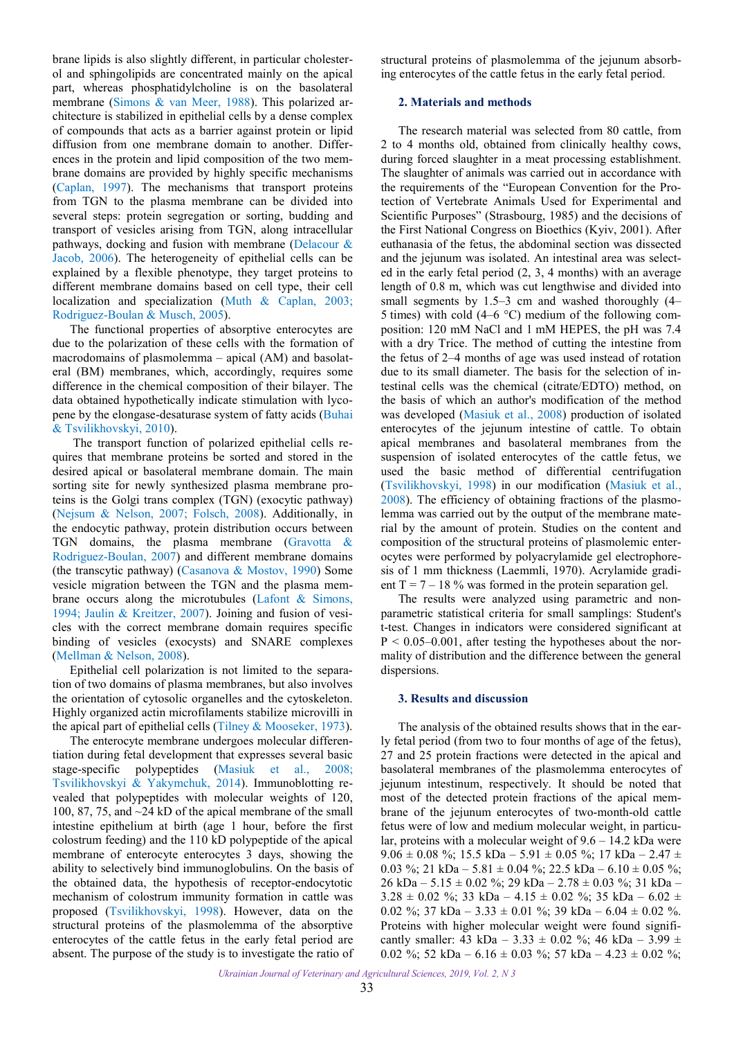brane lipids is also slightly different, in particular cholesterol and sphingolipids are concentrated mainly on the apical part, whereas phosphatidylcholine is on the basolateral membrane (Simons & van Meer, 1988). This polarized architecture is stabilized in epithelial cells by a dense complex of compounds that acts as a barrier against protein or lipid diffusion from one membrane domain to another. Differences in the protein and lipid composition of the two membrane domains are provided by highly specific mechanisms (Caplan, 1997). The mechanisms that transport proteins from TGN to the plasma membrane can be divided into several steps: protein segregation or sorting, budding and transport of vesicles arising from TGN, along intracellular pathways, docking and fusion with membrane (Delacour & Jacob, 2006). The heterogeneity of epithelial cells can be explained by a flexible phenotype, they target proteins to different membrane domains based on cell type, their cell localization and specialization (Muth & Caplan, 2003; Rodriguez-Boulan & Musch, 2005).

The functional properties of absorptive enterocytes are due to the polarization of these cells with the formation of macrodomains of plasmolemma – apical (AM) and basolateral (BM) membranes, which, accordingly, requires some difference in the chemical composition of their bilayer. The data obtained hypothetically indicate stimulation with lycopene by the elongase-desaturase system of fatty acids (Buhai & Tsvilikhovskyi, 2010).

The transport function of polarized epithelial cells requires that membrane proteins be sorted and stored in the desired apical or basolateral membrane domain. The main sorting site for newly synthesized plasma membrane proteins is the Golgi trans complex (TGN) (exocytic pathway) (Nejsum & Nelson, 2007; Folsch, 2008). Additionally, in the endocytic pathway, protein distribution occurs between TGN domains, the plasma membrane (Gravotta & Rodriguez-Boulan, 2007) and different membrane domains (the transcytic pathway) (Casanova & Mostov, 1990) Some vesicle migration between the TGN and the plasma membrane occurs along the microtubules (Lafont & Simons, 1994; Jaulin & Kreitzer, 2007). Joining and fusion of vesicles with the correct membrane domain requires specific binding of vesicles (exocysts) and SNARE complexes (Mellman & Nelson, 2008).

Epithelial cell polarization is not limited to the separation of two domains of plasma membranes, but also involves the orientation of cytosolic organelles and the cytoskeleton. Highly organized actin microfilaments stabilize microvilli in the apical part of epithelial cells (Tilney & Mooseker, 1973).

The enterocyte membrane undergoes molecular differentiation during fetal development that expresses several basic stage-specific polypeptides (Masiuk et al., 2008; Tsvilikhovskyi & Yakymchuk, 2014). Immunoblotting revealed that polypeptides with molecular weights of 120, 100, 87, 75, and ~24 kD of the apical membrane of the small intestine epithelium at birth (age 1 hour, before the first colostrum feeding) and the 110 kD polypeptide of the apical membrane of enterocyte enterocytes 3 days, showing the ability to selectively bind immunoglobulins. On the basis of the obtained data, the hypothesis of receptor-endocytotic mechanism of colostrum immunity formation in cattle was proposed (Tsvilikhovskyi, 1998). However, data on the structural proteins of the plasmolemma of the absorptive enterocytes of the cattle fetus in the early fetal period are absent. The purpose of the study is to investigate the ratio of structural proteins of plasmolemma of the jejunum absorbing enterocytes of the cattle fetus in the early fetal period.

## 2. Materials and methods

The research material was selected from 80 cattle, from 2 to 4 months old, obtained from clinically healthy cows, during forced slaughter in a meat processing establishment. The slaughter of animals was carried out in accordance with the requirements of the "European Convention for the Protection of Vertebrate Animals Used for Experimental and Scientific Purposes" (Strasbourg, 1985) and the decisions of the First National Congress on Bioethics (Kyiv, 2001). After euthanasia of the fetus, the abdominal section was dissected and the jejunum was isolated. An intestinal area was selected in the early fetal period (2, 3, 4 months) with an average length of 0.8 m, which was cut lengthwise and divided into small segments by 1.5–3 cm and washed thoroughly (4–5 times) with cold (4–6 °C) medium of the following composition: 120 mM NaCl and 1 mM HEPES, the pH was 7.4 with a dry Trice. The method of cutting the intestine from the fetus of 2–4 months of age was used instead of rotation due to its small diameter. The basis for the selection of intestinal cells was the chemical (citrate/EDTO) method, on the basis of which an author's modification of the method was developed (Masiuk et al., 2008) production of isolated enterocytes of the jejunum intestine of cattle. To obtain apical membranes and basolateral membranes from the suspension of isolated enterocytes of the cattle fetus, we used the basic method of differential centrifugation (Tsvilikhovskyi, 1998) in our modification (Masiuk et al., 2008). The efficiency of obtaining fractions of the plasmolemma was carried out by the output of the membrane material by the amount of protein. Studies on the content and composition of the structural proteins of plasmolemic enterocytes were performed by polyacrylamide gel electrophoresis of 1 mm thickness (Laemmli, 1970). Acrylamide gradient T = 7 – 18 % was formed in the protein separation gel.

The results were analyzed using parametric and nonparametric statistical criteria for small samplings: Student's t-test. Changes in indicators were considered significant at $P < 0.05–0.001$, after testing the hypotheses about the normality of distribution and the difference between the general dispersions.

## 3. Results and discussion

The analysis of the obtained results shows that in the early fetal period (from two to four months of age of the fetus), 27 and 25 protein fractions were detected in the apical and basolateral membranes of the plasmolemma enterocytes of jejunum intestinum, respectively. It should be noted that most of the detected protein fractions of the apical membrane of the jejunum enterocytes of two-month-old cattle fetus were of low and medium molecular weight, in particular, proteins with a molecular weight of 9.6 – 14.2 kDa were 9.06 ± 0.08 %; 15.5 kDa – 5.91 ± 0.05 %; 17 kDa – 2.47 ± 0.03 %; 21 kDa – 5.81 ± 0.04 %; 22.5 kDa – 6.10 ± 0.05 %; 26 kDa – 5.15 ± 0.02 %; 29 kDa – 2.78 ± 0.03 %; 31 kDa – 3.28 ± 0.02 %; 33 kDa – 4.15 ± 0.02 %; 35 kDa – 6.02 ± 0.02 %; 37 kDa – 3.33 ± 0.01 %; 39 kDa – 6.04 ± 0.02 %. Proteins with higher molecular weight were found significantly smaller: 43 kDa – 3.33 ± 0.02 %; 46 kDa – 3.99 ± 0.02 %; 52 kDa – 6.16 ± 0.03 %; 57 kDa – 4.23 ± 0.02 %;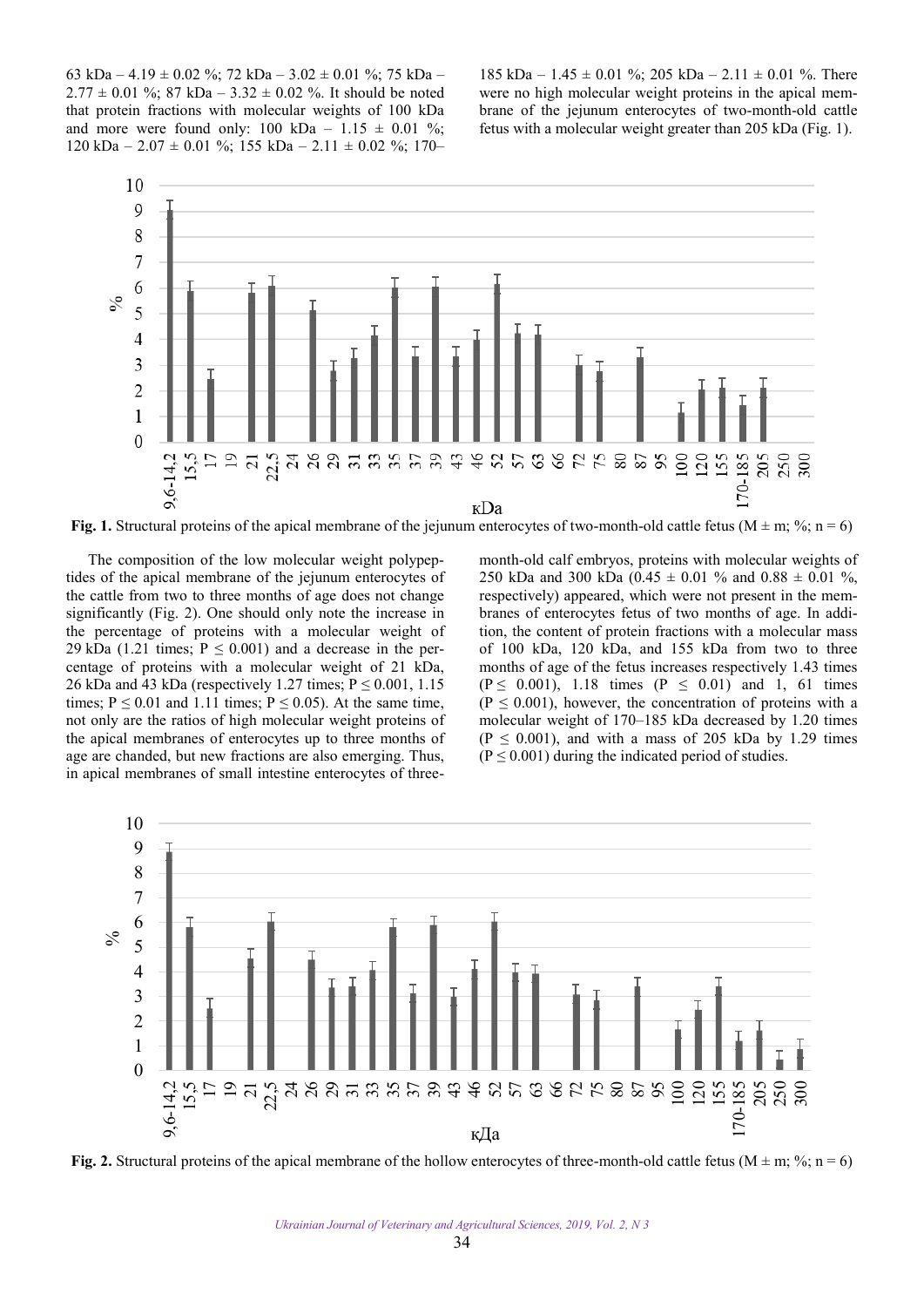63 kDa – 4.19 ± 0.02 %; 72 kDa – 3.02 ± 0.01 %; 75 kDa – 2.77 ± 0.01 %; 87 kDa – 3.32 ± 0.02 %. It should be noted that protein fractions with molecular weights of 100 kDa and more were found only: 100 kDa – 1.15 ± 0.01 %; 120 kDa – 2.07 ± 0.01 %; 155 kDa – 2.11 ± 0.02 %; 170–185 kDa – 1.45 ± 0.01 %; 205 kDa – 2.11 ± 0.01 %. There were no high molecular weight proteins in the apical membrane of the jejunum enterocytes of two-month-old cattle fetus with a molecular weight greater than 205 kDa (Fig. 1).

**Fig. 1.** Structural proteins of the apical membrane of the jejunum enterocytes of two-month-old cattle fetus (M ± m; %; n = 6)

The composition of the low molecular weight polypeptides of the apical membrane of the jejunum enterocytes of the cattle from two to three months of age does not change significantly (Fig. 2). One should only note the increase in the percentage of proteins with a molecular weight of 29 kDa (1.21 times; P ≤ 0.001) and a decrease in the percentage of proteins with a molecular weight of 21 kDa, 26 kDa and 43 kDa (respectively 1.27 times; P ≤ 0.001, 1.15 times; P ≤ 0.01 and 1.11 times; P ≤ 0.05). At the same time, not only are the ratios of high molecular weight proteins of the apical membranes of enterocytes up to three months of age are chanded, but new fractions are also emerging. Thus, in apical membranes of small intestine enterocytes of three-month-old calf embryos, proteins with molecular weights of 250 kDa and 300 kDa (0.45 ± 0.01 % and 0.88 ± 0.01 %, respectively) appeared, which were not present in the membranes of enterocytes fetus of two months of age. In addition, the content of protein fractions with a molecular mass of 100 kDa, 120 kDa, and 155 kDa from two to three months of age of the fetus increases respectively 1.43 times (P ≤ 0.001), 1.18 times (P ≤ 0.01) and 1, 61 times (P ≤ 0.001), however, the concentration of proteins with a molecular weight of 170–185 kDa decreased by 1.20 times (P ≤ 0.001), and with a mass of 205 kDa by 1.29 times (P ≤ 0.001) during the indicated period of studies.

**Fig. 2.** Structural proteins of the apical membrane of the hollow enterocytes of three-month-old cattle fetus (M ± m; %; n = 6)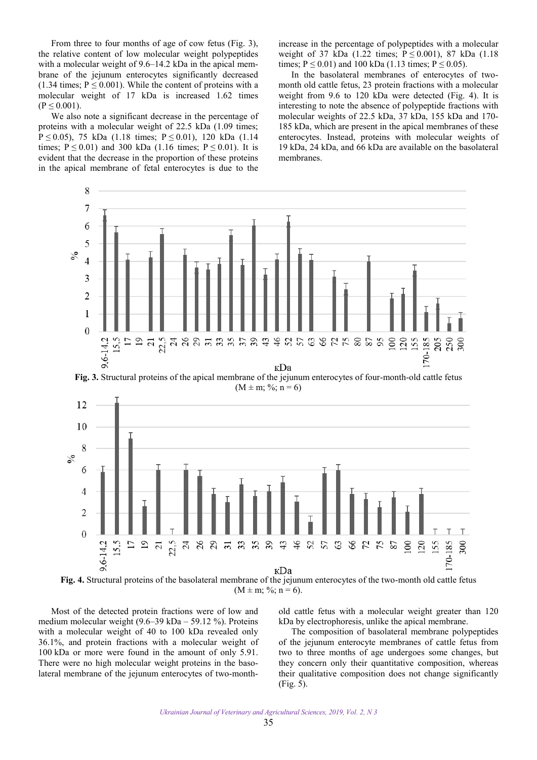From three to four months of age of cow fetus (Fig. 3), the relative content of low molecular weight polypeptides with a molecular weight of 9.6–14.2 kDa in the apical membrane of the jejunum enterocytes significantly decreased (1.34 times; $P \leq 0.001$). While the content of proteins with a molecular weight of 17 kDa is increased 1.62 times ($P \leq 0.001$).

We also note a significant decrease in the percentage of proteins with a molecular weight of 22.5 kDa (1.09 times; $P \leq 0.05$), 75 kDa (1.18 times; $P \leq 0.01$), 120 kDa (1.14 times; $P \leq 0.01$) and 300 kDa (1.16 times; $P \leq 0.01$). It is evident that the decrease in the proportion of these proteins in the apical membrane of fetal enterocytes is due to the increase in the percentage of polypeptides with a molecular weight of 37 kDa (1.22 times; $P \leq 0.001$), 87 kDa (1.18 times; $P \leq 0.01$) and 100 kDa (1.13 times; $P \leq 0.05$).

In the basolateral membranes of enterocytes of two-month old cattle fetus, 23 protein fractions with a molecular weight from 9.6 to 120 kDa were detected (Fig. 4). It is interesting to note the absence of polypeptide fractions with molecular weights of 22.5 kDa, 37 kDa, 155 kDa and 170-185 kDa, which are present in the apical membranes of these enterocytes. Instead, proteins with molecular weights of 19 kDa, 24 kDa, and 66 kDa are available on the basolateral membranes.

**Fig. 3.** Structural proteins of the apical membrane of the jejunum enterocytes of four-month-old cattle fetus ($M \pm m$; %; $n = 6$)

**Fig. 4.** Structural proteins of the basolateral membrane of the jejunum enterocytes of the two-month old cattle fetus ($M \pm m$; %; $n = 6$).

Most of the detected protein fractions were of low and medium molecular weight (9.6–39 kDa – 59.12 %). Proteins with a molecular weight of 40 to 100 kDa revealed only 36.1%, and protein fractions with a molecular weight of 100 kDa or more were found in the amount of only 5.91. There were no high molecular weight proteins in the basolateral membrane of the jejunum enterocytes of two-month-old cattle fetus with a molecular weight greater than 120 kDa by electrophoresis, unlike the apical membrane.

The composition of basolateral membrane polypeptides of the jejunum enterocyte membranes of cattle fetus from two to three months of age undergoes some changes, but they concern only their quantitative composition, whereas their qualitative composition does not change significantly (Fig. 5).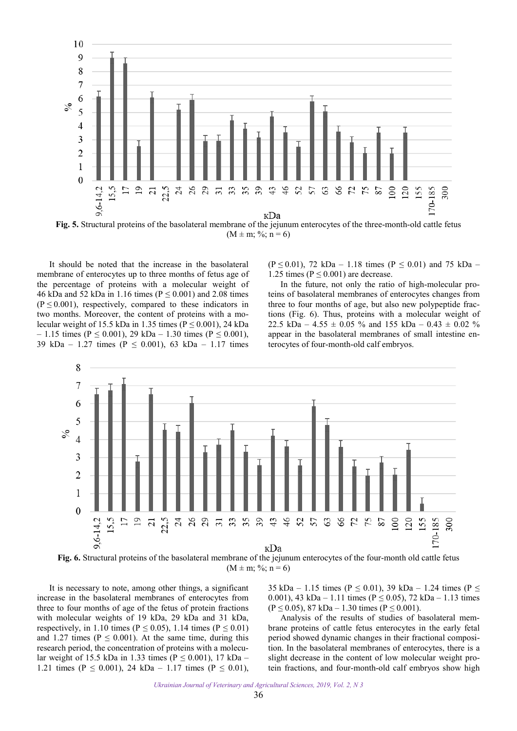**Fig. 5.** Structural proteins of the basolateral membrane of the jejunum enterocytes of the three-month-old cattle fetus (M ± m; %; n = 6)

It should be noted that the increase in the basolateral membrane of enterocytes up to three months of fetus age of the percentage of proteins with a molecular weight of 46 kDa and 52 kDa in 1.16 times (P ≤ 0.001) and 2.08 times (P ≤ 0.001), respectively, compared to these indicators in two months. Moreover, the content of proteins with a molecular weight of 15.5 kDa in 1.35 times (P ≤ 0.001), 24 kDa – 1.15 times (P ≤ 0.001), 29 kDa – 1.30 times (P ≤ 0.001), 39 kDa – 1.27 times (P ≤ 0.001), 63 kDa – 1.17 times (P ≤ 0.01), 72 kDa – 1.18 times (P ≤ 0.01) and 75 kDa – 1.25 times (P ≤ 0.001) are decrease.

In the future, not only the ratio of high-molecular proteins of basolateral membranes of enterocytes changes from three to four months of age, but also new polypeptide fractions (Fig. 6). Thus, proteins with a molecular weight of 22.5 kDa – 4.55 ± 0.05 % and 155 kDa – 0.43 ± 0.02 % appear in the basolateral membranes of small intestine enterocytes of four-month-old calf embryos.

**Fig. 6.** Structural proteins of the basolateral membrane of the jejunum enterocytes of the four-month old cattle fetus (M ± m; %; n = 6)

It is necessary to note, among other things, a significant increase in the basolateral membranes of enterocytes from three to four months of age of the fetus of protein fractions with molecular weights of 19 kDa, 29 kDa and 31 kDa, respectively, in 1.10 times (P ≤ 0.05), 1.14 times (P ≤ 0.01) and 1.27 times (P ≤ 0.001). At the same time, during this research period, the concentration of proteins with a molecular weight of 15.5 kDa in 1.33 times (P ≤ 0.001), 17 kDa – 1.21 times (P ≤ 0.001), 24 kDa – 1.17 times (P ≤ 0.01), 35 kDa – 1.15 times (P ≤ 0.01), 39 kDa – 1.24 times (P ≤ 0.001), 43 kDa – 1.11 times (P ≤ 0.05), 72 kDa – 1.13 times (P ≤ 0.05), 87 kDa – 1.30 times (P ≤ 0.001).

Analysis of the results of studies of basolateral membrane proteins of cattle fetus enterocytes in the early fetal period showed dynamic changes in their fractional composition. In the basolateral membranes of enterocytes, there is a slight decrease in the content of low molecular weight protein fractions, and four-month-old calf embryos show high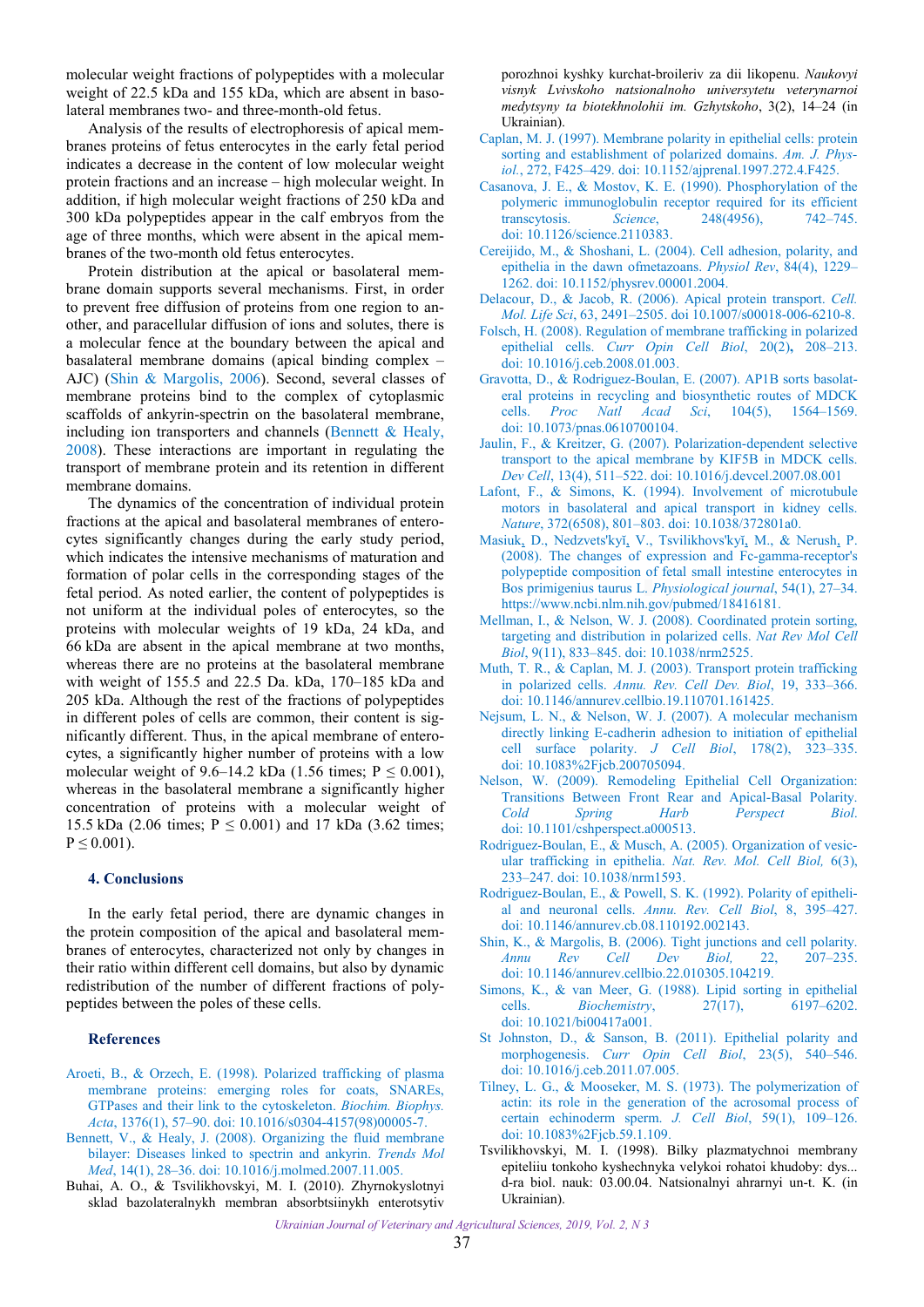molecular weight fractions of polypeptides with a molecular weight of 22.5 kDa and 155 kDa, which are absent in basolateral membranes two- and three-month-old fetus.

Analysis of the results of electrophoresis of apical membranes proteins of fetus enterocytes in the early fetal period indicates a decrease in the content of low molecular weight protein fractions and an increase – high molecular weight. In addition, if high molecular weight fractions of 250 kDa and 300 kDa polypeptides appear in the calf embryos from the age of three months, which were absent in the apical membranes of the two-month old fetus enterocytes.

Protein distribution at the apical or basolateral membrane domain supports several mechanisms. First, in order to prevent free diffusion of proteins from one region to another, and paracellular diffusion of ions and solutes, there is a molecular fence at the boundary between the apical and basalateral membrane domains (apical binding complex – AJC) (Shin & Margolis, 2006). Second, several classes of membrane proteins bind to the complex of cytoplasmic scaffolds of ankyrin-spectrin on the basolateral membrane, including ion transporters and channels (Bennett & Healy, 2008). These interactions are important in regulating the transport of membrane protein and its retention in different membrane domains.

The dynamics of the concentration of individual protein fractions at the apical and basolateral membranes of enterocytes significantly changes during the early study period, which indicates the intensive mechanisms of maturation and formation of polar cells in the corresponding stages of the fetal period. As noted earlier, the content of polypeptides is not uniform at the individual poles of enterocytes, so the proteins with molecular weights of 19 kDa, 24 kDa, and 66 kDa are absent in the apical membrane at two months, whereas there are no proteins at the basolateral membrane with weight of 155.5 and 22.5 Da. kDa, 170–185 kDa and 205 kDa. Although the rest of the fractions of polypeptides in different poles of cells are common, their content is significantly different. Thus, in the apical membrane of enterocytes, a significantly higher number of proteins with a low molecular weight of 9.6–14.2 kDa (1.56 times; $P \leq 0.001$), whereas in the basolateral membrane a significantly higher concentration of proteins with a molecular weight of 15.5 kDa (2.06 times; $P \leq 0.001$) and 17 kDa (3.62 times; $P \leq 0.001$).

## 4. Conclusions

In the early fetal period, there are dynamic changes in the protein composition of the apical and basolateral membranes of enterocytes, characterized not only by changes in their ratio within different cell domains, but also by dynamic redistribution of the number of different fractions of polypeptides between the poles of these cells.

## References

Aroeti, B., & Orzech, E. (1998). Polarized trafficking of plasma membrane proteins: emerging roles for coats, SNAREs, GTPases and their link to the cytoskeleton. *Biochim. Biophys. Acta*, 1376(1), 57–90. doi: 10.1016/s0304-4157(98)00005-7.

Bennett, V., & Healy, J. (2008). Organizing the fluid membrane bilayer: Diseases linked to spectrin and ankyrin. *Trends Mol Med*, 14(1), 28–36. doi: 10.1016/j.molmed.2007.11.005.

Buhai, A. O., & Tsvilikhovskyi, M. I. (2010). Zhyrnokyslotnyi sklad bazolateralnykh membran absorbtsiinykh enterotsytiv porozhnoi kyshky kurchat-broileriv za dii likopenu. *Naukovyi visnyk Lvivskoho natsionalnoho universytetu veterynarnoi medytsyny ta biotekhnolohii im. Gzhytskoho*, 3(2), 14–24 (in Ukrainian).

Caplan, M. J. (1997). Membrane polarity in epithelial cells: protein sorting and establishment of polarized domains. *Am. J. Physiol.*, 272, F425–429. doi: 10.1152/ajprenal.1997.272.4.F425.

Casanova, J. E., & Mostov, K. E. (1990). Phosphorylation of the polymeric immunoglobulin receptor required for its efficient transcytosis. *Science*, 248(4956), 742–745. doi: 10.1126/science.2110383.

Cereijido, M., & Shoshani, L. (2004). Cell adhesion, polarity, and epithelia in the dawn ofmetazoans. *Physiol Rev*, 84(4), 1229–1262. doi: 10.1152/physrev.00001.2004.

Delacour, D., & Jacob, R. (2006). Apical protein transport. *Cell. Mol. Life Sci*, 63, 2491–2505. doi 10.1007/s00018-006-6210-8.

Folsch, H. (2008). Regulation of membrane trafficking in polarized epithelial cells. *Curr Opin Cell Biol*, 20(2), 208–213. doi: 10.1016/j.ceb.2008.01.003.

Gravotta, D., & Rodriguez-Boulan, E. (2007). AP1B sorts basolateral proteins in recycling and biosynthetic routes of MDCK cells. *Proc Natl Acad Sci*, 104(5), 1564–1569. doi: 10.1073/pnas.0610700104.

Jaulin, F., & Kreitzer, G. (2007). Polarization-dependent selective transport to the apical membrane by KIF5B in MDCK cells. *Dev Cell*, 13(4), 511–522. doi: 10.1016/j.devcel.2007.08.001

Lafont, F., & Simons, K. (1994). Involvement of microtubule motors in basolateral and apical transport in kidney cells. *Nature*, 372(6508), 801–803. doi: 10.1038/372801a0.

Masiuk, D., Nedzvets'kyĭ, V., Tsvilikhovs'kyĭ, M., & Nerush, P. (2008). The changes of expression and Fc-gamma-receptor's polypeptide composition of fetal small intestine enterocytes in Bos primigenius taurus L. *Physiological journal*, 54(1), 27–34. https://www.ncbi.nlm.nih.gov/pubmed/18416181.

Mellman, I., & Nelson, W. J. (2008). Coordinated protein sorting, targeting and distribution in polarized cells. *Nat Rev Mol Cell Biol*, 9(11), 833–845. doi: 10.1038/nrm2525.

Muth, T. R., & Caplan, M. J. (2003). Transport protein trafficking in polarized cells. *Annu. Rev. Cell Dev. Biol*, 19, 333–366. doi: 10.1146/annurev.cellbio.19.110701.161425.

Nejsum, L. N., & Nelson, W. J. (2007). A molecular mechanism directly linking E-cadherin adhesion to initiation of epithelial cell surface polarity. *J Cell Biol*, 178(2), 323–335. doi: 10.1083%2Fjcb.200705094.

Nelson, W. (2009). Remodeling Epithelial Cell Organization: Transitions Between Front Rear and Apical-Basal Polarity. *Cold Spring Harb Perspect Biol*. doi: 10.1101/cshperspect.a000513.

Rodriguez-Boulan, E., & Musch, A. (2005). Organization of vesicular trafficking in epithelia. *Nat. Rev. Mol. Cell Biol,* 6(3), 233–247. doi: 10.1038/nrm1593.

Rodriguez-Boulan, E., & Powell, S. K. (1992). Polarity of epithelial and neuronal cells. *Annu. Rev. Cell Biol*, 8, 395–427. doi: 10.1146/annurev.cb.08.110192.002143.

Shin, K., & Margolis, B. (2006). Tight junctions and cell polarity. *Annu Rev Cell Dev Biol,* 22, 207–235. doi: 10.1146/annurev.cellbio.22.010305.104219.

Simons, K., & van Meer, G. (1988). Lipid sorting in epithelial cells. *Biochemistry*, 27(17), 6197–6202. doi: 10.1021/bi00417a001.

St Johnston, D., & Sanson, B. (2011). Epithelial polarity and morphogenesis. *Curr Opin Cell Biol*, 23(5), 540–546. doi: 10.1016/j.ceb.2011.07.005.

Tilney, L. G., & Mooseker, M. S. (1973). The polymerization of actin: its role in the generation of the acrosomal process of certain echinoderm sperm. *J. Cell Biol*, 59(1), 109–126. doi: 10.1083%2Fjcb.59.1.109.

Tsvilikhovskyi, M. I. (1998). Bilky plazmatychnoi membrany epiteliiu tonkoho kyshechnyka velykoi rohatoi khudoby: dys... d-ra biol. nauk: 03.00.04. Natsionalnyi ahrarnyi un-t. K. (in Ukrainian).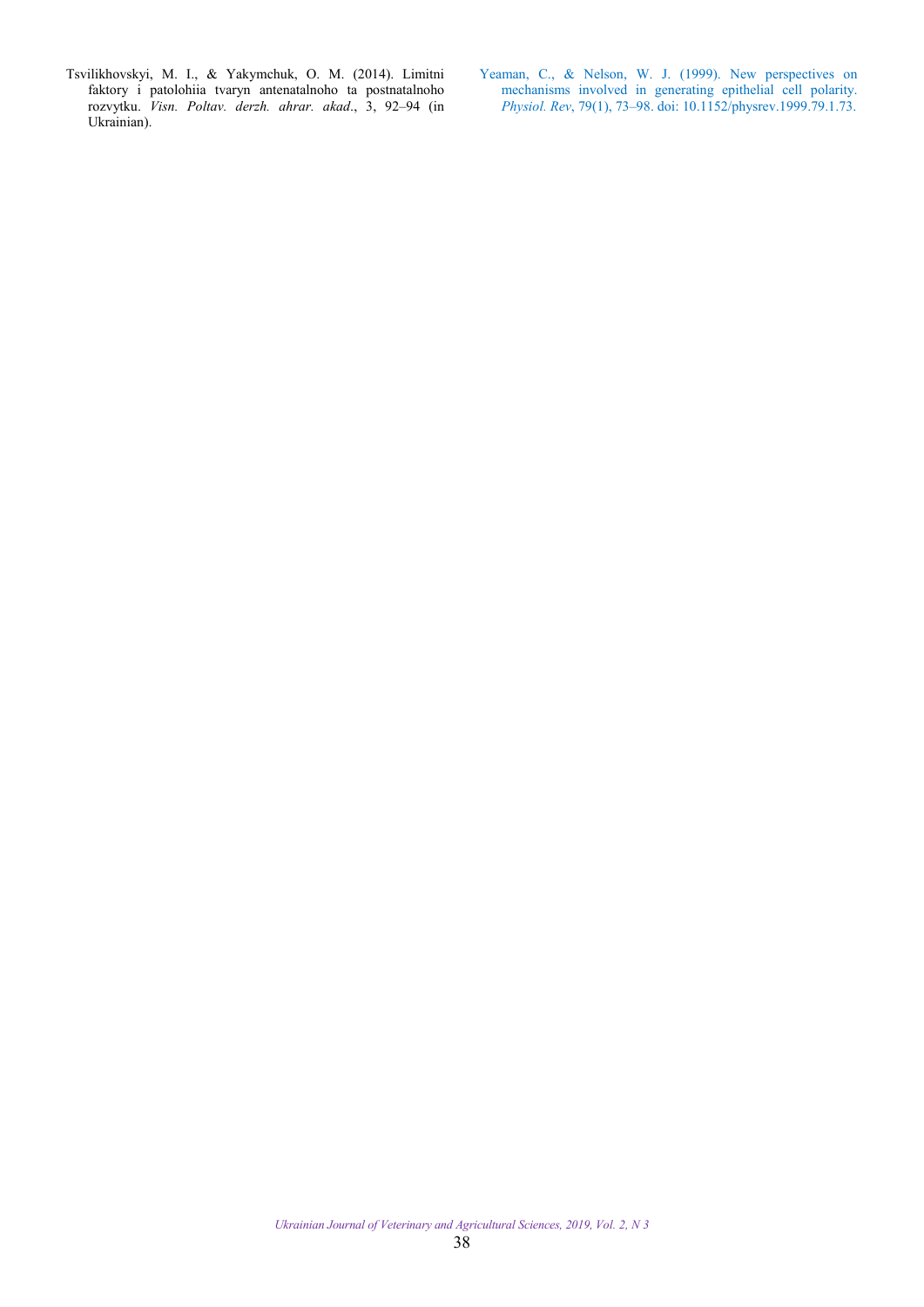Tsvilikhovskyi, M. I., & Yakymchuk, O. M. (2014). Limitni faktory i patolohiia tvaryn antenatalnoho ta postnatalnoho rozvytku. *Visn. Poltav. derzh. ahrar. akad*., 3, 92–94 (in Ukrainian).

Yeaman, C., & Nelson, W. J. (1999). New perspectives on mechanisms involved in generating epithelial cell polarity. *Physiol. Rev*, 79(1), 73–98. doi: 10.1152/physrev.1999.79.1.73.